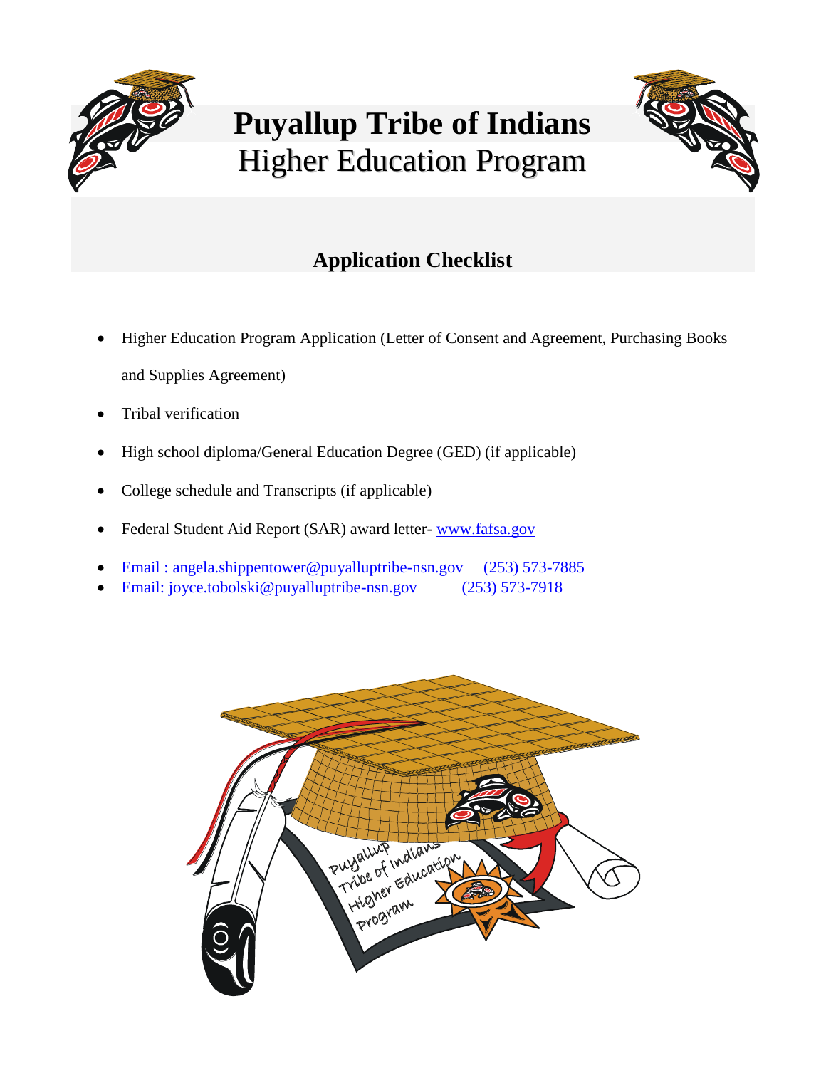# Puyallup Tribe of Indians
## Higher Education Program

## Application Checklist

- Higher Education Program Application (Letter of Consent and Agreement, Purchasing Books and Supplies Agreement)
- Tribal verification
- High school diploma/General Education Degree (GED) (if applicable)
- College schedule and Transcripts (if applicable)
- Federal Student Aid Report (SAR) award letter- www.fafsa.gov
- Email : angela.shippentower@puyalluptribe-nsn.gov (253) 573-7885
- Email: joyce.tobolski@puyalluptribe-nsn.gov (253) 573-7918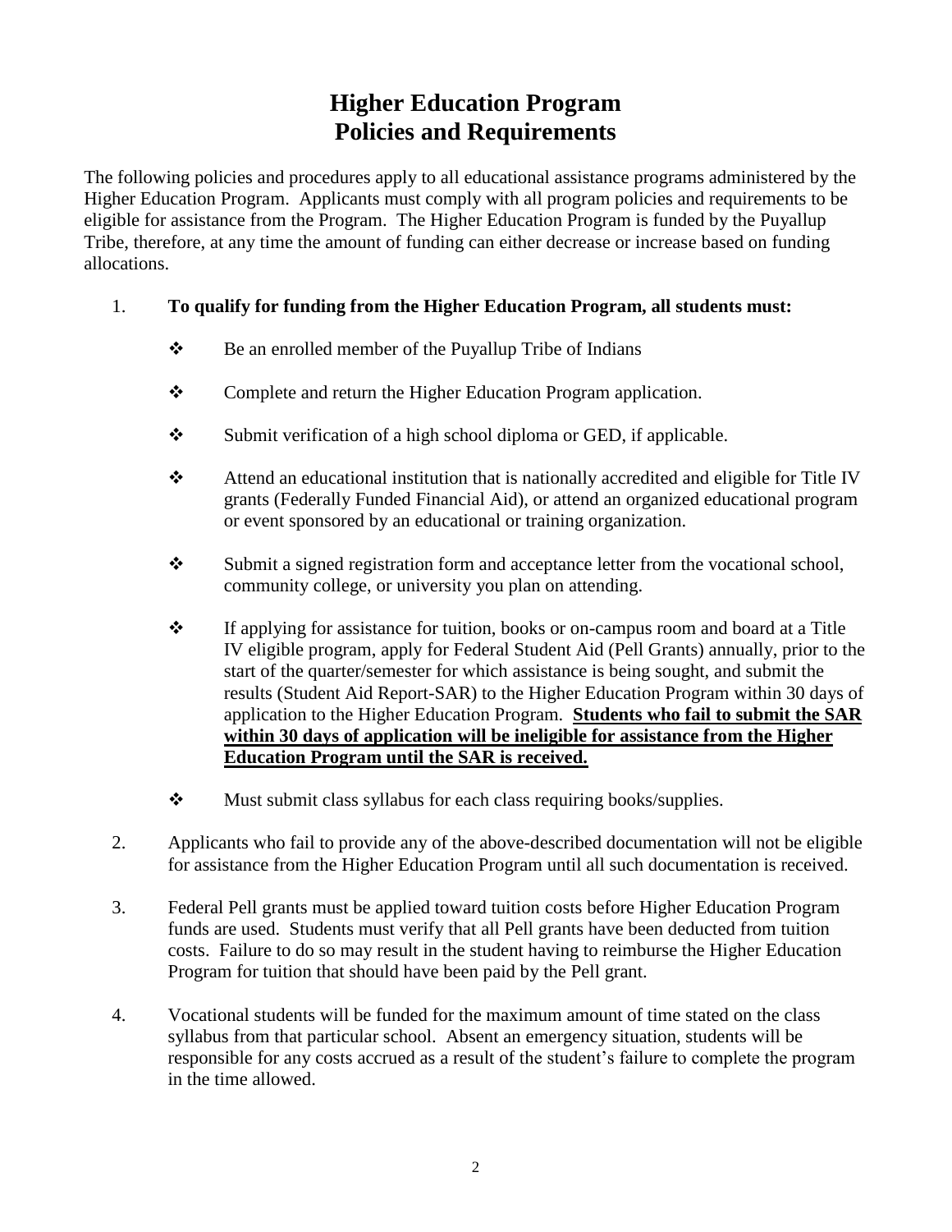# Higher Education Program
# Policies and Requirements

The following policies and procedures apply to all educational assistance programs administered by the Higher Education Program. Applicants must comply with all program policies and requirements to be eligible for assistance from the Program. The Higher Education Program is funded by the Puyallup Tribe, therefore, at any time the amount of funding can either decrease or increase based on funding allocations.

1. **To qualify for funding from the Higher Education Program, all students must:**

   - ❖ Be an enrolled member of the Puyallup Tribe of Indians
   - ❖ Complete and return the Higher Education Program application.
   - ❖ Submit verification of a high school diploma or GED, if applicable.
   - ❖ Attend an educational institution that is nationally accredited and eligible for Title IV grants (Federally Funded Financial Aid), or attend an organized educational program or event sponsored by an educational or training organization.
   - ❖ Submit a signed registration form and acceptance letter from the vocational school, community college, or university you plan on attending.
   - ❖ If applying for assistance for tuition, books or on-campus room and board at a Title IV eligible program, apply for Federal Student Aid (Pell Grants) annually, prior to the start of the quarter/semester for which assistance is being sought, and submit the results (Student Aid Report-SAR) to the Higher Education Program within 30 days of application to the Higher Education Program. <u>**Students who fail to submit the SAR within 30 days of application will be ineligible for assistance from the Higher Education Program until the SAR is received.**</u>
   - ❖ Must submit class syllabus for each class requiring books/supplies.

2. Applicants who fail to provide any of the above-described documentation will not be eligible for assistance from the Higher Education Program until all such documentation is received.

3. Federal Pell grants must be applied toward tuition costs before Higher Education Program funds are used. Students must verify that all Pell grants have been deducted from tuition costs. Failure to do so may result in the student having to reimburse the Higher Education Program for tuition that should have been paid by the Pell grant.

4. Vocational students will be funded for the maximum amount of time stated on the class syllabus from that particular school. Absent an emergency situation, students will be responsible for any costs accrued as a result of the student's failure to complete the program in the time allowed.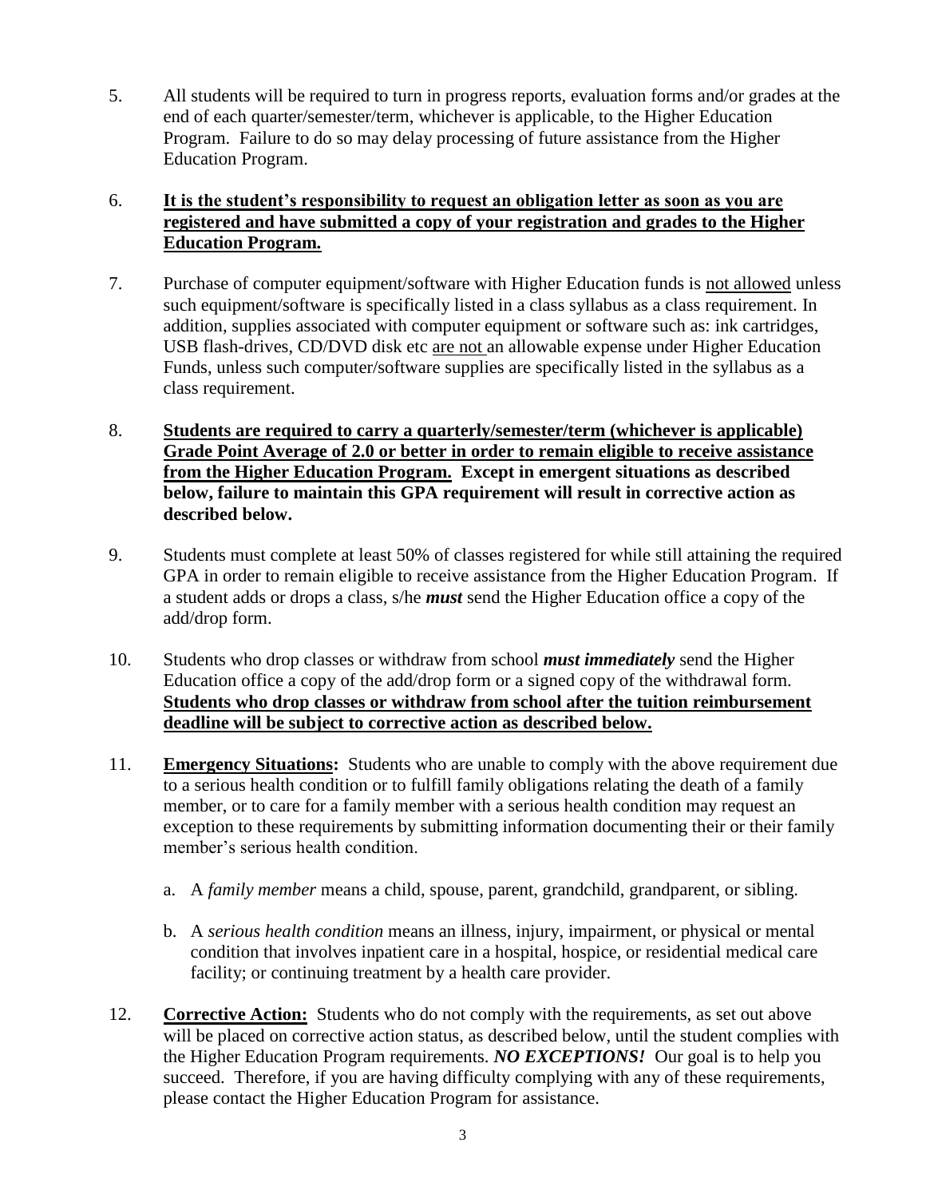5. All students will be required to turn in progress reports, evaluation forms and/or grades at the end of each quarter/semester/term, whichever is applicable, to the Higher Education Program. Failure to do so may delay processing of future assistance from the Higher Education Program.

6. **<u>It is the student's responsibility to request an obligation letter as soon as you are registered and have submitted a copy of your registration and grades to the Higher Education Program.</u>**

7. Purchase of computer equipment/software with Higher Education funds is <u>not allowed</u> unless such equipment/software is specifically listed in a class syllabus as a class requirement. In addition, supplies associated with computer equipment or software such as: ink cartridges, USB flash-drives, CD/DVD disk etc <u>are not</u> an allowable expense under Higher Education Funds, unless such computer/software supplies are specifically listed in the syllabus as a class requirement.

8. **<u>Students are required to carry a quarterly/semester/term (whichever is applicable) Grade Point Average of 2.0 or better in order to remain eligible to receive assistance from the Higher Education Program.</u> Except in emergent situations as described below, failure to maintain this GPA requirement will result in corrective action as described below.**

9. Students must complete at least 50% of classes registered for while still attaining the required GPA in order to remain eligible to receive assistance from the Higher Education Program. If a student adds or drops a class, s/he ***must*** send the Higher Education office a copy of the add/drop form.

10. Students who drop classes or withdraw from school ***must immediately*** send the Higher Education office a copy of the add/drop form or a signed copy of the withdrawal form. **<u>Students who drop classes or withdraw from school after the tuition reimbursement deadline will be subject to corrective action as described below.</u>**

11. **<u>Emergency Situations</u>:** Students who are unable to comply with the above requirement due to a serious health condition or to fulfill family obligations relating the death of a family member, or to care for a family member with a serious health condition may request an exception to these requirements by submitting information documenting their or their family member's serious health condition.

    a. A *family member* means a child, spouse, parent, grandchild, grandparent, or sibling.

    b. A *serious health condition* means an illness, injury, impairment, or physical or mental condition that involves inpatient care in a hospital, hospice, or residential medical care facility; or continuing treatment by a health care provider.

12. **<u>Corrective Action:</u>** Students who do not comply with the requirements, as set out above will be placed on corrective action status, as described below, until the student complies with the Higher Education Program requirements. ***NO EXCEPTIONS!*** Our goal is to help you succeed. Therefore, if you are having difficulty complying with any of these requirements, please contact the Higher Education Program for assistance.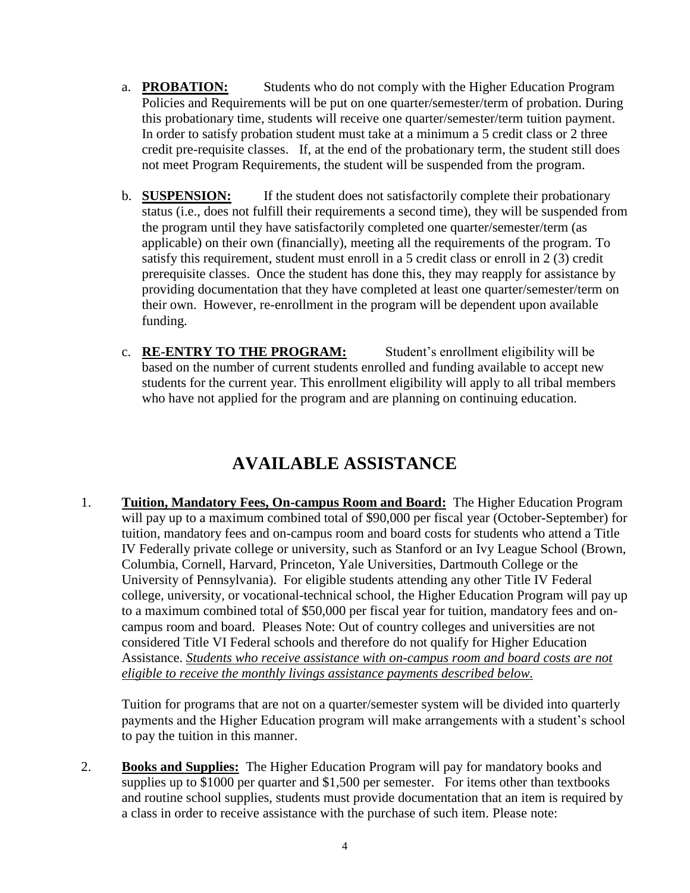a. **PROBATION:** Students who do not comply with the Higher Education Program Policies and Requirements will be put on one quarter/semester/term of probation. During this probationary time, students will receive one quarter/semester/term tuition payment. In order to satisfy probation student must take at a minimum a 5 credit class or 2 three credit pre-requisite classes. If, at the end of the probationary term, the student still does not meet Program Requirements, the student will be suspended from the program.

b. **SUSPENSION:** If the student does not satisfactorily complete their probationary status (i.e., does not fulfill their requirements a second time), they will be suspended from the program until they have satisfactorily completed one quarter/semester/term (as applicable) on their own (financially), meeting all the requirements of the program. To satisfy this requirement, student must enroll in a 5 credit class or enroll in 2 (3) credit prerequisite classes. Once the student has done this, they may reapply for assistance by providing documentation that they have completed at least one quarter/semester/term on their own. However, re-enrollment in the program will be dependent upon available funding.

c. **RE-ENTRY TO THE PROGRAM:** Student's enrollment eligibility will be based on the number of current students enrolled and funding available to accept new students for the current year. This enrollment eligibility will apply to all tribal members who have not applied for the program and are planning on continuing education.

# AVAILABLE ASSISTANCE

1. **Tuition, Mandatory Fees, On-campus Room and Board:** The Higher Education Program will pay up to a maximum combined total of $90,000 per fiscal year (October-September) for tuition, mandatory fees and on-campus room and board costs for students who attend a Title IV Federally private college or university, such as Stanford or an Ivy League School (Brown, Columbia, Cornell, Harvard, Princeton, Yale Universities, Dartmouth College or the University of Pennsylvania). For eligible students attending any other Title IV Federal college, university, or vocational-technical school, the Higher Education Program will pay up to a maximum combined total of $50,000 per fiscal year for tuition, mandatory fees and on-campus room and board. Pleases Note: Out of country colleges and universities are not considered Title VI Federal schools and therefore do not qualify for Higher Education Assistance. *Students who receive assistance with on-campus room and board costs are not eligible to receive the monthly livings assistance payments described below.*

   Tuition for programs that are not on a quarter/semester system will be divided into quarterly payments and the Higher Education program will make arrangements with a student's school to pay the tuition in this manner.

2. **Books and Supplies:** The Higher Education Program will pay for mandatory books and supplies up to $1000 per quarter and $1,500 per semester. For items other than textbooks and routine school supplies, students must provide documentation that an item is required by a class in order to receive assistance with the purchase of such item. Please note: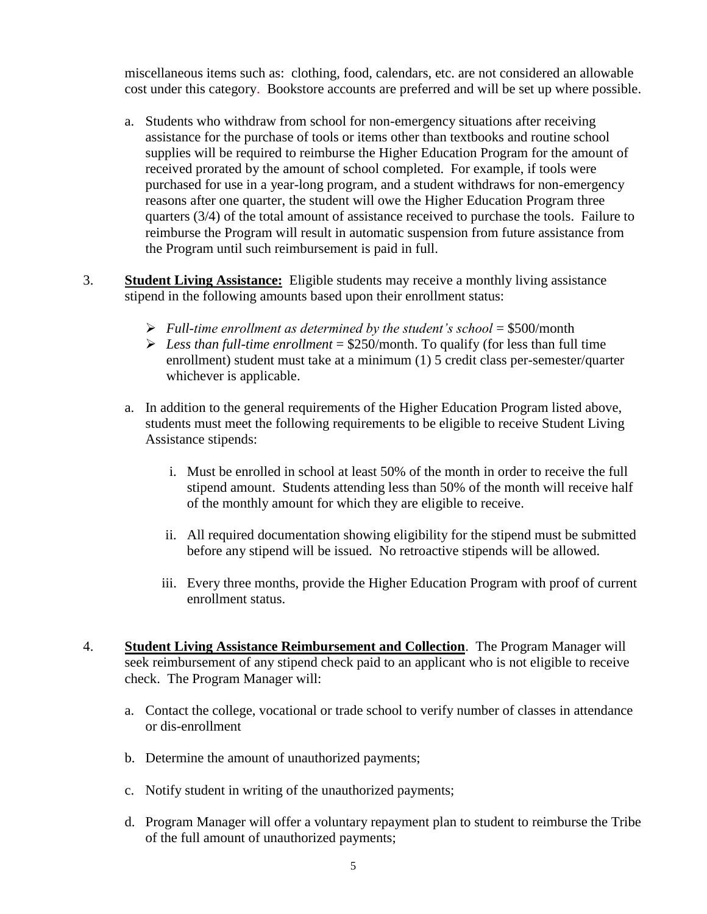miscellaneous items such as: clothing, food, calendars, etc. are not considered an allowable cost under this category. Bookstore accounts are preferred and will be set up where possible.

a. Students who withdraw from school for non-emergency situations after receiving assistance for the purchase of tools or items other than textbooks and routine school supplies will be required to reimburse the Higher Education Program for the amount of received prorated by the amount of school completed. For example, if tools were purchased for use in a year-long program, and a student withdraws for non-emergency reasons after one quarter, the student will owe the Higher Education Program three quarters (3/4) of the total amount of assistance received to purchase the tools. Failure to reimburse the Program will result in automatic suspension from future assistance from the Program until such reimbursement is paid in full.

3. **Student Living Assistance:** Eligible students may receive a monthly living assistance stipend in the following amounts based upon their enrollment status:

   - *Full-time enrollment as determined by the student's school* = \$500/month
   - *Less than full-time enrollment* = \$250/month. To qualify (for less than full time enrollment) student must take at a minimum (1) 5 credit class per-semester/quarter whichever is applicable.

   a. In addition to the general requirements of the Higher Education Program listed above, students must meet the following requirements to be eligible to receive Student Living Assistance stipends:

      i. Must be enrolled in school at least 50% of the month in order to receive the full stipend amount. Students attending less than 50% of the month will receive half of the monthly amount for which they are eligible to receive.

      ii. All required documentation showing eligibility for the stipend must be submitted before any stipend will be issued. No retroactive stipends will be allowed.

      iii. Every three months, provide the Higher Education Program with proof of current enrollment status.

4. **Student Living Assistance Reimbursement and Collection**. The Program Manager will seek reimbursement of any stipend check paid to an applicant who is not eligible to receive check. The Program Manager will:

   a. Contact the college, vocational or trade school to verify number of classes in attendance or dis-enrollment

   b. Determine the amount of unauthorized payments;

   c. Notify student in writing of the unauthorized payments;

   d. Program Manager will offer a voluntary repayment plan to student to reimburse the Tribe of the full amount of unauthorized payments;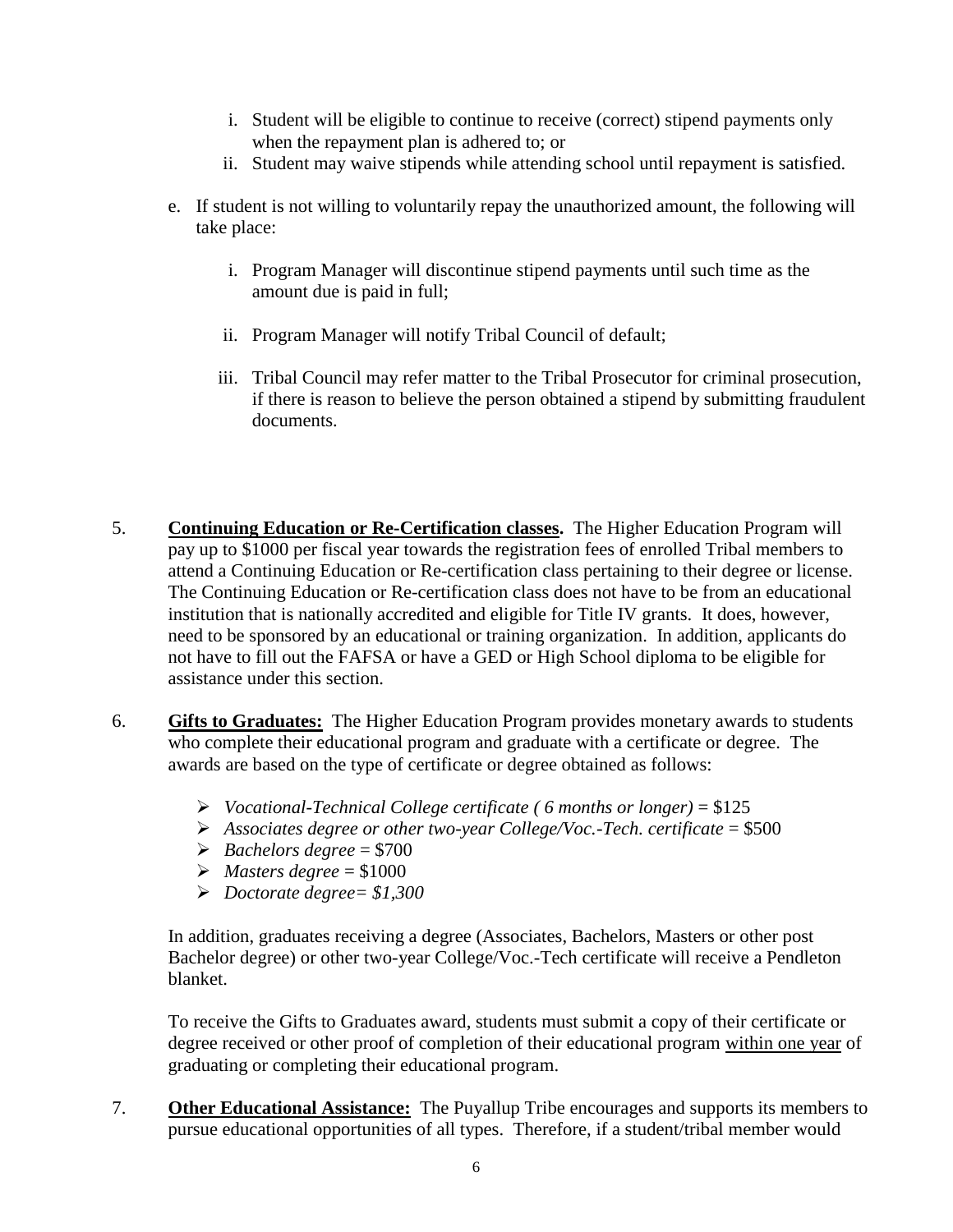i. Student will be eligible to continue to receive (correct) stipend payments only when the repayment plan is adhered to; or
   ii. Student may waive stipends while attending school until repayment is satisfied.

e. If student is not willing to voluntarily repay the unauthorized amount, the following will take place:

   i. Program Manager will discontinue stipend payments until such time as the amount due is paid in full;

   ii. Program Manager will notify Tribal Council of default;

   iii. Tribal Council may refer matter to the Tribal Prosecutor for criminal prosecution, if there is reason to believe the person obtained a stipend by submitting fraudulent documents.

5. **Continuing Education or Re-Certification classes.** The Higher Education Program will pay up to $1000 per fiscal year towards the registration fees of enrolled Tribal members to attend a Continuing Education or Re-certification class pertaining to their degree or license. The Continuing Education or Re-certification class does not have to be from an educational institution that is nationally accredited and eligible for Title IV grants. It does, however, need to be sponsored by an educational or training organization. In addition, applicants do not have to fill out the FAFSA or have a GED or High School diploma to be eligible for assistance under this section.

6. **Gifts to Graduates:** The Higher Education Program provides monetary awards to students who complete their educational program and graduate with a certificate or degree. The awards are based on the type of certificate or degree obtained as follows:

   - *Vocational-Technical College certificate ( 6 months or longer)* = $125
   - *Associates degree or other two-year College/Voc.-Tech. certificate* = $500
   - *Bachelors degree* = $700
   - *Masters degree* = $1000
   - *Doctorate degree= $1,300*

   In addition, graduates receiving a degree (Associates, Bachelors, Masters or other post Bachelor degree) or other two-year College/Voc.-Tech certificate will receive a Pendleton blanket.

   To receive the Gifts to Graduates award, students must submit a copy of their certificate or degree received or other proof of completion of their educational program <u>within one year</u> of graduating or completing their educational program.

7. **Other Educational Assistance:** The Puyallup Tribe encourages and supports its members to pursue educational opportunities of all types. Therefore, if a student/tribal member would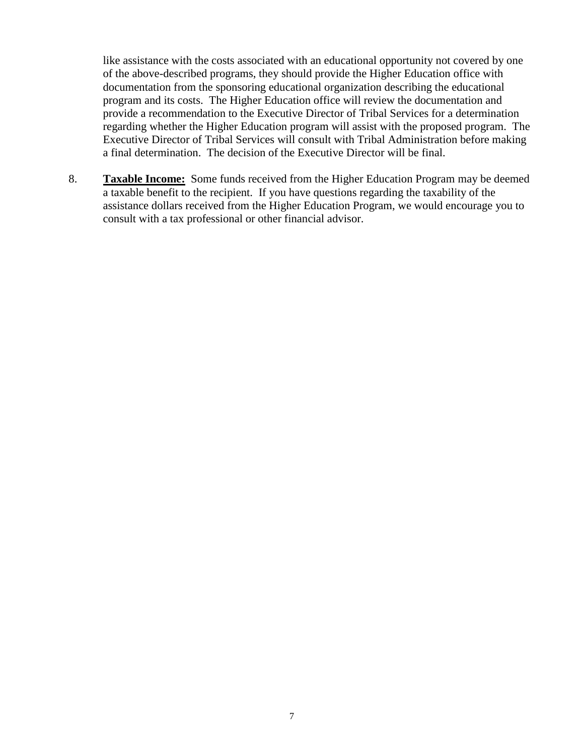like assistance with the costs associated with an educational opportunity not covered by one of the above-described programs, they should provide the Higher Education office with documentation from the sponsoring educational organization describing the educational program and its costs. The Higher Education office will review the documentation and provide a recommendation to the Executive Director of Tribal Services for a determination regarding whether the Higher Education program will assist with the proposed program. The Executive Director of Tribal Services will consult with Tribal Administration before making a final determination. The decision of the Executive Director will be final.

8. **Taxable Income:** Some funds received from the Higher Education Program may be deemed a taxable benefit to the recipient. If you have questions regarding the taxability of the assistance dollars received from the Higher Education Program, we would encourage you to consult with a tax professional or other financial advisor.